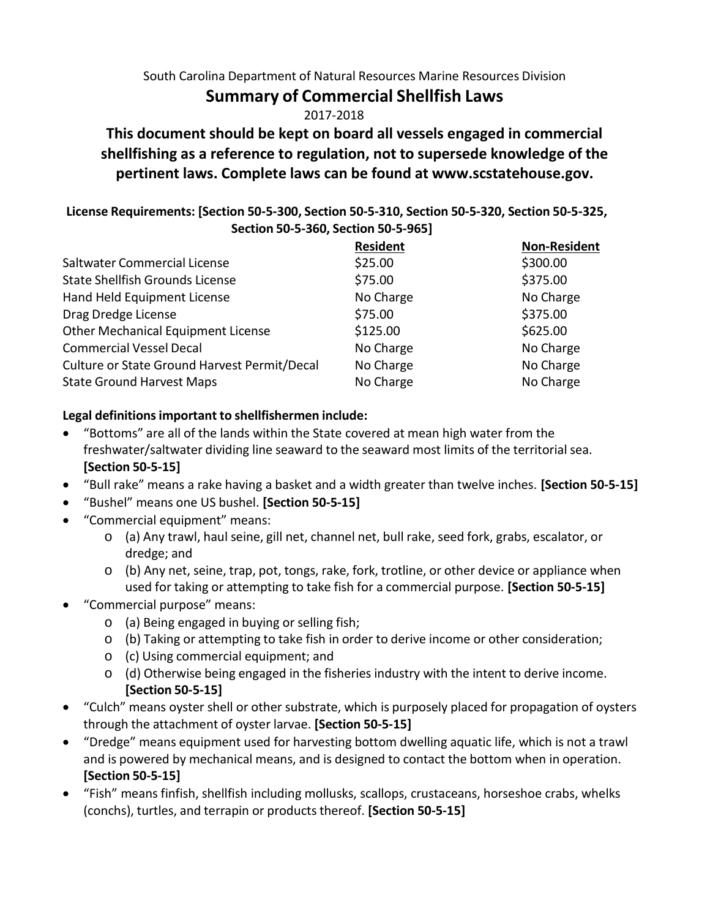South Carolina Department of Natural Resources Marine Resources Division

# Summary of Commercial Shellfish Laws

2017-2018

**This document should be kept on board all vessels engaged in commercial shellfishing as a reference to regulation, not to supersede knowledge of the pertinent laws. Complete laws can be found at www.scstatehouse.gov.**

**License Requirements: [Section 50-5-300, Section 50-5-310, Section 50-5-320, Section 50-5-325, Section 50-5-360, Section 50-5-965]**

| | Resident | Non-Resident |
|---|---|---|
| Saltwater Commercial License | $25.00 | $300.00 |
| State Shellfish Grounds License | $75.00 | $375.00 |
| Hand Held Equipment License | No Charge | No Charge |
| Drag Dredge License | $75.00 | $375.00 |
| Other Mechanical Equipment License | $125.00 | $625.00 |
| Commercial Vessel Decal | No Charge | No Charge |
| Culture or State Ground Harvest Permit/Decal | No Charge | No Charge |
| State Ground Harvest Maps | No Charge | No Charge |

**Legal definitions important to shellfishermen include:**

- "Bottoms" are all of the lands within the State covered at mean high water from the freshwater/saltwater dividing line seaward to the seaward most limits of the territorial sea. **[Section 50-5-15]**
- "Bull rake" means a rake having a basket and a width greater than twelve inches. **[Section 50-5-15]**
- "Bushel" means one US bushel. **[Section 50-5-15]**
- "Commercial equipment" means:
  - (a) Any trawl, haul seine, gill net, channel net, bull rake, seed fork, grabs, escalator, or dredge; and
  - (b) Any net, seine, trap, pot, tongs, rake, fork, trotline, or other device or appliance when used for taking or attempting to take fish for a commercial purpose. **[Section 50-5-15]**
- "Commercial purpose" means:
  - (a) Being engaged in buying or selling fish;
  - (b) Taking or attempting to take fish in order to derive income or other consideration;
  - (c) Using commercial equipment; and
  - (d) Otherwise being engaged in the fisheries industry with the intent to derive income. **[Section 50-5-15]**
- "Culch" means oyster shell or other substrate, which is purposely placed for propagation of oysters through the attachment of oyster larvae. **[Section 50-5-15]**
- "Dredge" means equipment used for harvesting bottom dwelling aquatic life, which is not a trawl and is powered by mechanical means, and is designed to contact the bottom when in operation. **[Section 50-5-15]**
- "Fish" means finfish, shellfish including mollusks, scallops, crustaceans, horseshoe crabs, whelks (conchs), turtles, and terrapin or products thereof. **[Section 50-5-15]**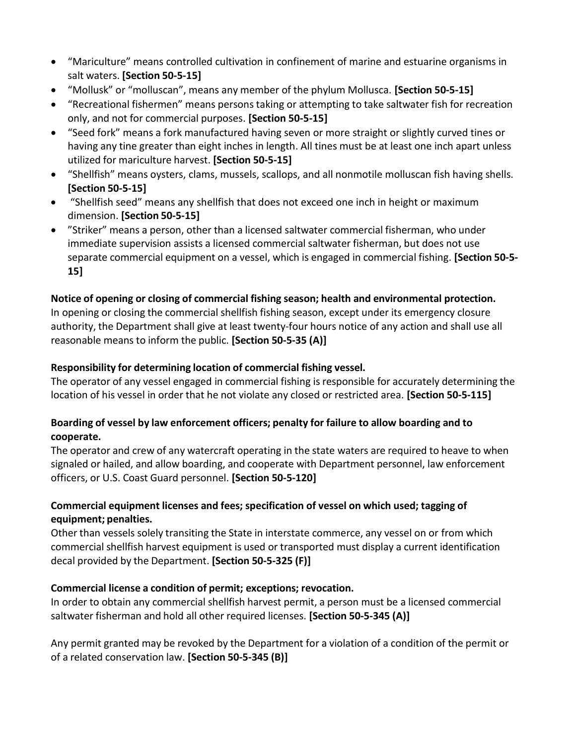- "Mariculture" means controlled cultivation in confinement of marine and estuarine organisms in salt waters. **[Section 50-5-15]**
- "Mollusk" or "molluscan", means any member of the phylum Mollusca. **[Section 50-5-15]**
- "Recreational fishermen" means persons taking or attempting to take saltwater fish for recreation only, and not for commercial purposes. **[Section 50-5-15]**
- "Seed fork" means a fork manufactured having seven or more straight or slightly curved tines or having any tine greater than eight inches in length. All tines must be at least one inch apart unless utilized for mariculture harvest. **[Section 50-5-15]**
- "Shellfish" means oysters, clams, mussels, scallops, and all nonmotile molluscan fish having shells. **[Section 50-5-15]**
- "Shellfish seed" means any shellfish that does not exceed one inch in height or maximum dimension. **[Section 50-5-15]**
- "Striker" means a person, other than a licensed saltwater commercial fisherman, who under immediate supervision assists a licensed commercial saltwater fisherman, but does not use separate commercial equipment on a vessel, which is engaged in commercial fishing. **[Section 50-5-15]**

**Notice of opening or closing of commercial fishing season; health and environmental protection.**
In opening or closing the commercial shellfish fishing season, except under its emergency closure authority, the Department shall give at least twenty-four hours notice of any action and shall use all reasonable means to inform the public. **[Section 50-5-35 (A)]**

**Responsibility for determining location of commercial fishing vessel.**
The operator of any vessel engaged in commercial fishing is responsible for accurately determining the location of his vessel in order that he not violate any closed or restricted area. **[Section 50-5-115]**

**Boarding of vessel by law enforcement officers; penalty for failure to allow boarding and to cooperate.**
The operator and crew of any watercraft operating in the state waters are required to heave to when signaled or hailed, and allow boarding, and cooperate with Department personnel, law enforcement officers, or U.S. Coast Guard personnel. **[Section 50-5-120]**

**Commercial equipment licenses and fees; specification of vessel on which used; tagging of equipment; penalties.**
Other than vessels solely transiting the State in interstate commerce, any vessel on or from which commercial shellfish harvest equipment is used or transported must display a current identification decal provided by the Department. **[Section 50-5-325 (F)]**

**Commercial license a condition of permit; exceptions; revocation.**
In order to obtain any commercial shellfish harvest permit, a person must be a licensed commercial saltwater fisherman and hold all other required licenses. **[Section 50-5-345 (A)]**

Any permit granted may be revoked by the Department for a violation of a condition of the permit or of a related conservation law. **[Section 50-5-345 (B)]**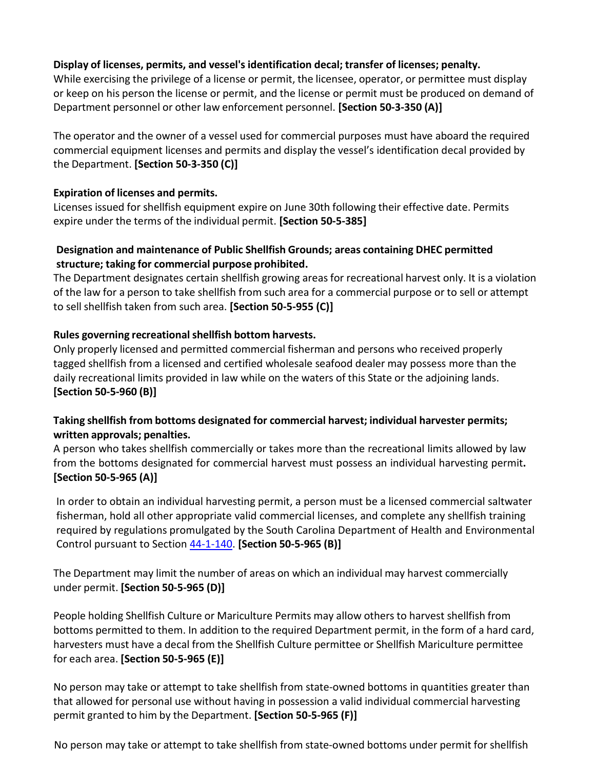**Display of licenses, permits, and vessel's identification decal; transfer of licenses; penalty.**
While exercising the privilege of a license or permit, the licensee, operator, or permittee must display or keep on his person the license or permit, and the license or permit must be produced on demand of Department personnel or other law enforcement personnel. **[Section 50-3-350 (A)]**

The operator and the owner of a vessel used for commercial purposes must have aboard the required commercial equipment licenses and permits and display the vessel's identification decal provided by the Department. **[Section 50-3-350 (C)]**

**Expiration of licenses and permits.**
Licenses issued for shellfish equipment expire on June 30th following their effective date. Permits expire under the terms of the individual permit. **[Section 50-5-385]**

**Designation and maintenance of Public Shellfish Grounds; areas containing DHEC permitted structure; taking for commercial purpose prohibited.**
The Department designates certain shellfish growing areas for recreational harvest only. It is a violation of the law for a person to take shellfish from such area for a commercial purpose or to sell or attempt to sell shellfish taken from such area. **[Section 50-5-955 (C)]**

**Rules governing recreational shellfish bottom harvests.**
Only properly licensed and permitted commercial fisherman and persons who received properly tagged shellfish from a licensed and certified wholesale seafood dealer may possess more than the daily recreational limits provided in law while on the waters of this State or the adjoining lands. **[Section 50-5-960 (B)]**

**Taking shellfish from bottoms designated for commercial harvest; individual harvester permits; written approvals; penalties.**
A person who takes shellfish commercially or takes more than the recreational limits allowed by law from the bottoms designated for commercial harvest must possess an individual harvesting permit**. [Section 50-5-965 (A)]**

In order to obtain an individual harvesting permit, a person must be a licensed commercial saltwater fisherman, hold all other appropriate valid commercial licenses, and complete any shellfish training required by regulations promulgated by the South Carolina Department of Health and Environmental Control pursuant to Section 44-1-140. **[Section 50-5-965 (B)]**

The Department may limit the number of areas on which an individual may harvest commercially under permit. **[Section 50-5-965 (D)]**

People holding Shellfish Culture or Mariculture Permits may allow others to harvest shellfish from bottoms permitted to them. In addition to the required Department permit, in the form of a hard card, harvesters must have a decal from the Shellfish Culture permittee or Shellfish Mariculture permittee for each area. **[Section 50-5-965 (E)]**

No person may take or attempt to take shellfish from state-owned bottoms in quantities greater than that allowed for personal use without having in possession a valid individual commercial harvesting permit granted to him by the Department. **[Section 50-5-965 (F)]**

No person may take or attempt to take shellfish from state-owned bottoms under permit for shellfish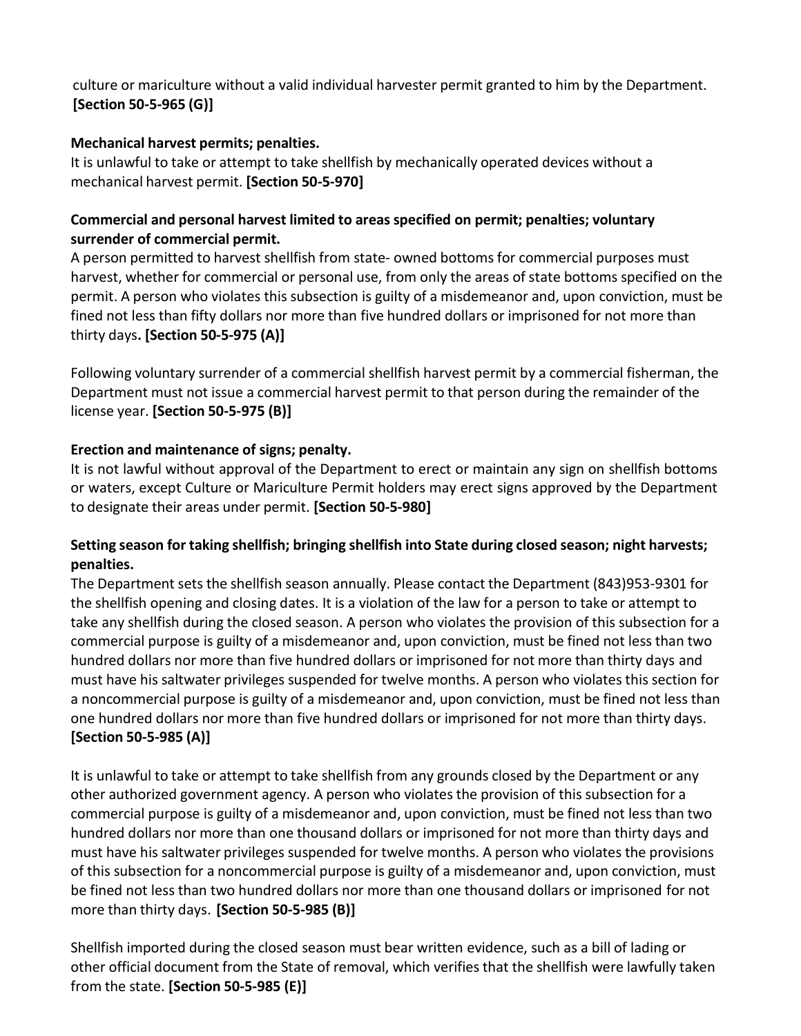culture or mariculture without a valid individual harvester permit granted to him by the Department. **[Section 50-5-965 (G)]**

**Mechanical harvest permits; penalties.**

It is unlawful to take or attempt to take shellfish by mechanically operated devices without a mechanical harvest permit. **[Section 50-5-970]**

**Commercial and personal harvest limited to areas specified on permit; penalties; voluntary surrender of commercial permit.**

A person permitted to harvest shellfish from state- owned bottoms for commercial purposes must harvest, whether for commercial or personal use, from only the areas of state bottoms specified on the permit. A person who violates this subsection is guilty of a misdemeanor and, upon conviction, must be fined not less than fifty dollars nor more than five hundred dollars or imprisoned for not more than thirty days**. [Section 50-5-975 (A)]**

Following voluntary surrender of a commercial shellfish harvest permit by a commercial fisherman, the Department must not issue a commercial harvest permit to that person during the remainder of the license year. **[Section 50-5-975 (B)]**

**Erection and maintenance of signs; penalty.**

It is not lawful without approval of the Department to erect or maintain any sign on shellfish bottoms or waters, except Culture or Mariculture Permit holders may erect signs approved by the Department to designate their areas under permit. **[Section 50-5-980]**

**Setting season for taking shellfish; bringing shellfish into State during closed season; night harvests; penalties.**

The Department sets the shellfish season annually. Please contact the Department (843)953-9301 for the shellfish opening and closing dates. It is a violation of the law for a person to take or attempt to take any shellfish during the closed season. A person who violates the provision of this subsection for a commercial purpose is guilty of a misdemeanor and, upon conviction, must be fined not less than two hundred dollars nor more than five hundred dollars or imprisoned for not more than thirty days and must have his saltwater privileges suspended for twelve months. A person who violates this section for a noncommercial purpose is guilty of a misdemeanor and, upon conviction, must be fined not less than one hundred dollars nor more than five hundred dollars or imprisoned for not more than thirty days. **[Section 50-5-985 (A)]**

It is unlawful to take or attempt to take shellfish from any grounds closed by the Department or any other authorized government agency. A person who violates the provision of this subsection for a commercial purpose is guilty of a misdemeanor and, upon conviction, must be fined not less than two hundred dollars nor more than one thousand dollars or imprisoned for not more than thirty days and must have his saltwater privileges suspended for twelve months. A person who violates the provisions of this subsection for a noncommercial purpose is guilty of a misdemeanor and, upon conviction, must be fined not less than two hundred dollars nor more than one thousand dollars or imprisoned for not more than thirty days. **[Section 50-5-985 (B)]**

Shellfish imported during the closed season must bear written evidence, such as a bill of lading or other official document from the State of removal, which verifies that the shellfish were lawfully taken from the state. **[Section 50-5-985 (E)]**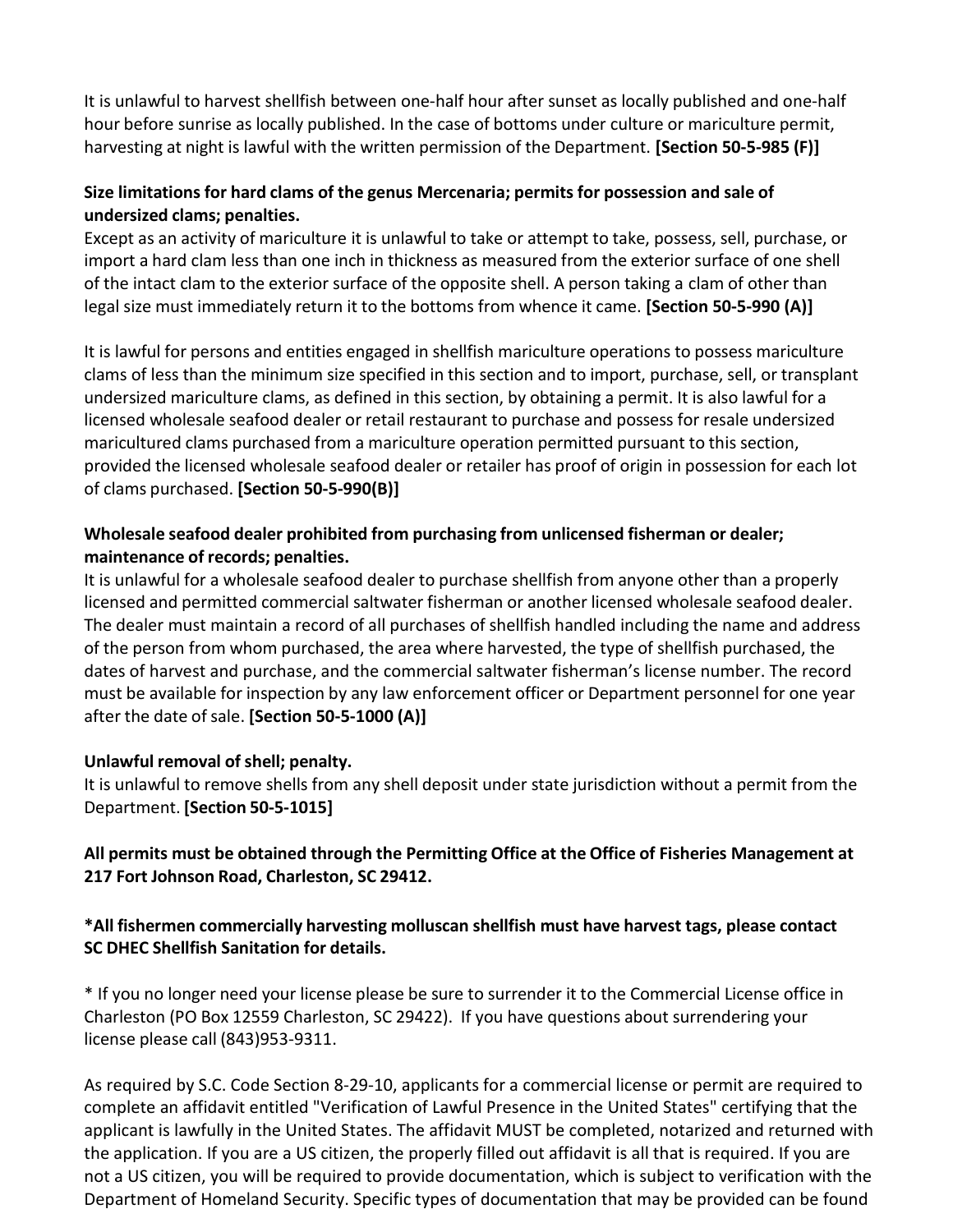It is unlawful to harvest shellfish between one-half hour after sunset as locally published and one-half hour before sunrise as locally published. In the case of bottoms under culture or mariculture permit, harvesting at night is lawful with the written permission of the Department. **[Section 50-5-985 (F)]**

**Size limitations for hard clams of the genus Mercenaria; permits for possession and sale of undersized clams; penalties.**
Except as an activity of mariculture it is unlawful to take or attempt to take, possess, sell, purchase, or import a hard clam less than one inch in thickness as measured from the exterior surface of one shell of the intact clam to the exterior surface of the opposite shell. A person taking a clam of other than legal size must immediately return it to the bottoms from whence it came. **[Section 50-5-990 (A)]**

It is lawful for persons and entities engaged in shellfish mariculture operations to possess mariculture clams of less than the minimum size specified in this section and to import, purchase, sell, or transplant undersized mariculture clams, as defined in this section, by obtaining a permit. It is also lawful for a licensed wholesale seafood dealer or retail restaurant to purchase and possess for resale undersized maricultured clams purchased from a mariculture operation permitted pursuant to this section, provided the licensed wholesale seafood dealer or retailer has proof of origin in possession for each lot of clams purchased. **[Section 50-5-990(B)]**

**Wholesale seafood dealer prohibited from purchasing from unlicensed fisherman or dealer; maintenance of records; penalties.**
It is unlawful for a wholesale seafood dealer to purchase shellfish from anyone other than a properly licensed and permitted commercial saltwater fisherman or another licensed wholesale seafood dealer. The dealer must maintain a record of all purchases of shellfish handled including the name and address of the person from whom purchased, the area where harvested, the type of shellfish purchased, the dates of harvest and purchase, and the commercial saltwater fisherman's license number. The record must be available for inspection by any law enforcement officer or Department personnel for one year after the date of sale. **[Section 50-5-1000 (A)]**

**Unlawful removal of shell; penalty.**
It is unlawful to remove shells from any shell deposit under state jurisdiction without a permit from the Department. **[Section 50-5-1015]**

**All permits must be obtained through the Permitting Office at the Office of Fisheries Management at 217 Fort Johnson Road, Charleston, SC 29412.**

**\*All fishermen commercially harvesting molluscan shellfish must have harvest tags, please contact SC DHEC Shellfish Sanitation for details.**

\* If you no longer need your license please be sure to surrender it to the Commercial License office in Charleston (PO Box 12559 Charleston, SC 29422). If you have questions about surrendering your license please call (843)953-9311.

As required by S.C. Code Section 8-29-10, applicants for a commercial license or permit are required to complete an affidavit entitled "Verification of Lawful Presence in the United States" certifying that the applicant is lawfully in the United States. The affidavit MUST be completed, notarized and returned with the application. If you are a US citizen, the properly filled out affidavit is all that is required. If you are not a US citizen, you will be required to provide documentation, which is subject to verification with the Department of Homeland Security. Specific types of documentation that may be provided can be found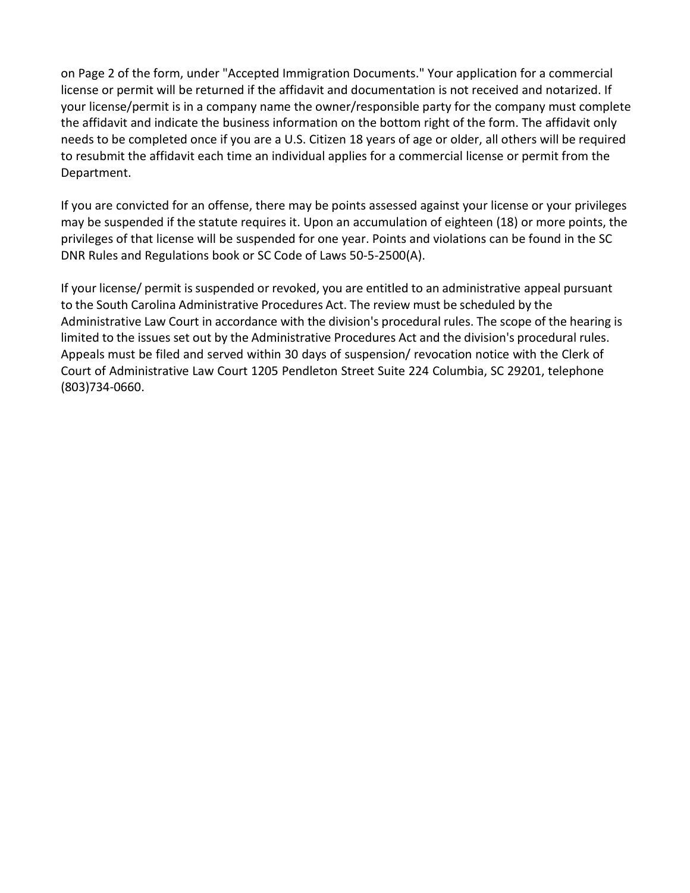on Page 2 of the form, under "Accepted Immigration Documents." Your application for a commercial license or permit will be returned if the affidavit and documentation is not received and notarized. If your license/permit is in a company name the owner/responsible party for the company must complete the affidavit and indicate the business information on the bottom right of the form. The affidavit only needs to be completed once if you are a U.S. Citizen 18 years of age or older, all others will be required to resubmit the affidavit each time an individual applies for a commercial license or permit from the Department.

If you are convicted for an offense, there may be points assessed against your license or your privileges may be suspended if the statute requires it. Upon an accumulation of eighteen (18) or more points, the privileges of that license will be suspended for one year. Points and violations can be found in the SC DNR Rules and Regulations book or SC Code of Laws 50-5-2500(A).

If your license/ permit is suspended or revoked, you are entitled to an administrative appeal pursuant to the South Carolina Administrative Procedures Act. The review must be scheduled by the Administrative Law Court in accordance with the division's procedural rules. The scope of the hearing is limited to the issues set out by the Administrative Procedures Act and the division's procedural rules. Appeals must be filed and served within 30 days of suspension/ revocation notice with the Clerk of Court of Administrative Law Court 1205 Pendleton Street Suite 224 Columbia, SC 29201, telephone (803)734-0660.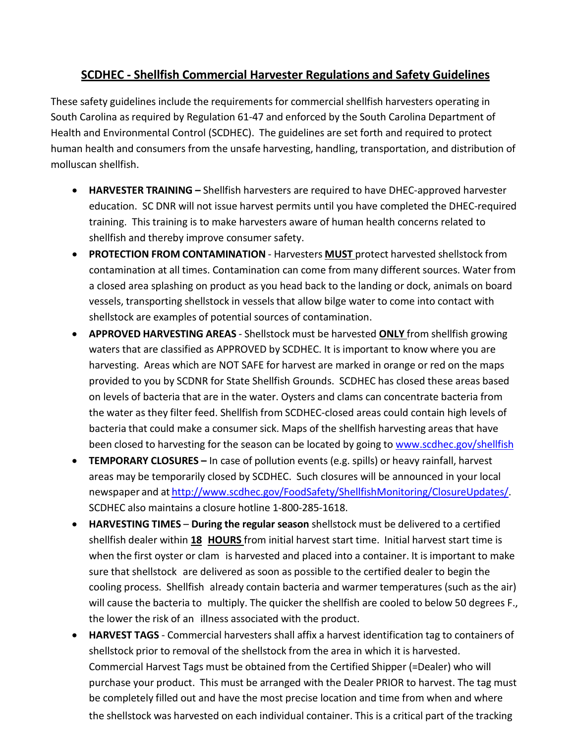## SCDHEC - Shellfish Commercial Harvester Regulations and Safety Guidelines

These safety guidelines include the requirements for commercial shellfish harvesters operating in South Carolina as required by Regulation 61-47 and enforced by the South Carolina Department of Health and Environmental Control (SCDHEC). The guidelines are set forth and required to protect human health and consumers from the unsafe harvesting, handling, transportation, and distribution of molluscan shellfish.

- **HARVESTER TRAINING –** Shellfish harvesters are required to have DHEC-approved harvester education. SC DNR will not issue harvest permits until you have completed the DHEC-required training. This training is to make harvesters aware of human health concerns related to shellfish and thereby improve consumer safety.
- **PROTECTION FROM CONTAMINATION** - Harvesters **MUST** protect harvested shellstock from contamination at all times. Contamination can come from many different sources. Water from a closed area splashing on product as you head back to the landing or dock, animals on board vessels, transporting shellstock in vessels that allow bilge water to come into contact with shellstock are examples of potential sources of contamination.
- **APPROVED HARVESTING AREAS** - Shellstock must be harvested **ONLY** from shellfish growing waters that are classified as APPROVED by SCDHEC. It is important to know where you are harvesting. Areas which are NOT SAFE for harvest are marked in orange or red on the maps provided to you by SCDNR for State Shellfish Grounds. SCDHEC has closed these areas based on levels of bacteria that are in the water. Oysters and clams can concentrate bacteria from the water as they filter feed. Shellfish from SCDHEC-closed areas could contain high levels of bacteria that could make a consumer sick. Maps of the shellfish harvesting areas that have been closed to harvesting for the season can be located by going to www.scdhec.gov/shellfish
- **TEMPORARY CLOSURES –** In case of pollution events (e.g. spills) or heavy rainfall, harvest areas may be temporarily closed by SCDHEC. Such closures will be announced in your local newspaper and at http://www.scdhec.gov/FoodSafety/ShellfishMonitoring/ClosureUpdates/. SCDHEC also maintains a closure hotline 1-800-285-1618.
- **HARVESTING TIMES** – **During the regular season** shellstock must be delivered to a certified shellfish dealer within **18 HOURS** from initial harvest start time. Initial harvest start time is when the first oyster or clam is harvested and placed into a container. It is important to make sure that shellstock are delivered as soon as possible to the certified dealer to begin the cooling process. Shellfish already contain bacteria and warmer temperatures (such as the air) will cause the bacteria to multiply. The quicker the shellfish are cooled to below 50 degrees F., the lower the risk of an illness associated with the product.
- **HARVEST TAGS** - Commercial harvesters shall affix a harvest identification tag to containers of shellstock prior to removal of the shellstock from the area in which it is harvested. Commercial Harvest Tags must be obtained from the Certified Shipper (=Dealer) who will purchase your product. This must be arranged with the Dealer PRIOR to harvest. The tag must be completely filled out and have the most precise location and time from when and where the shellstock was harvested on each individual container. This is a critical part of the tracking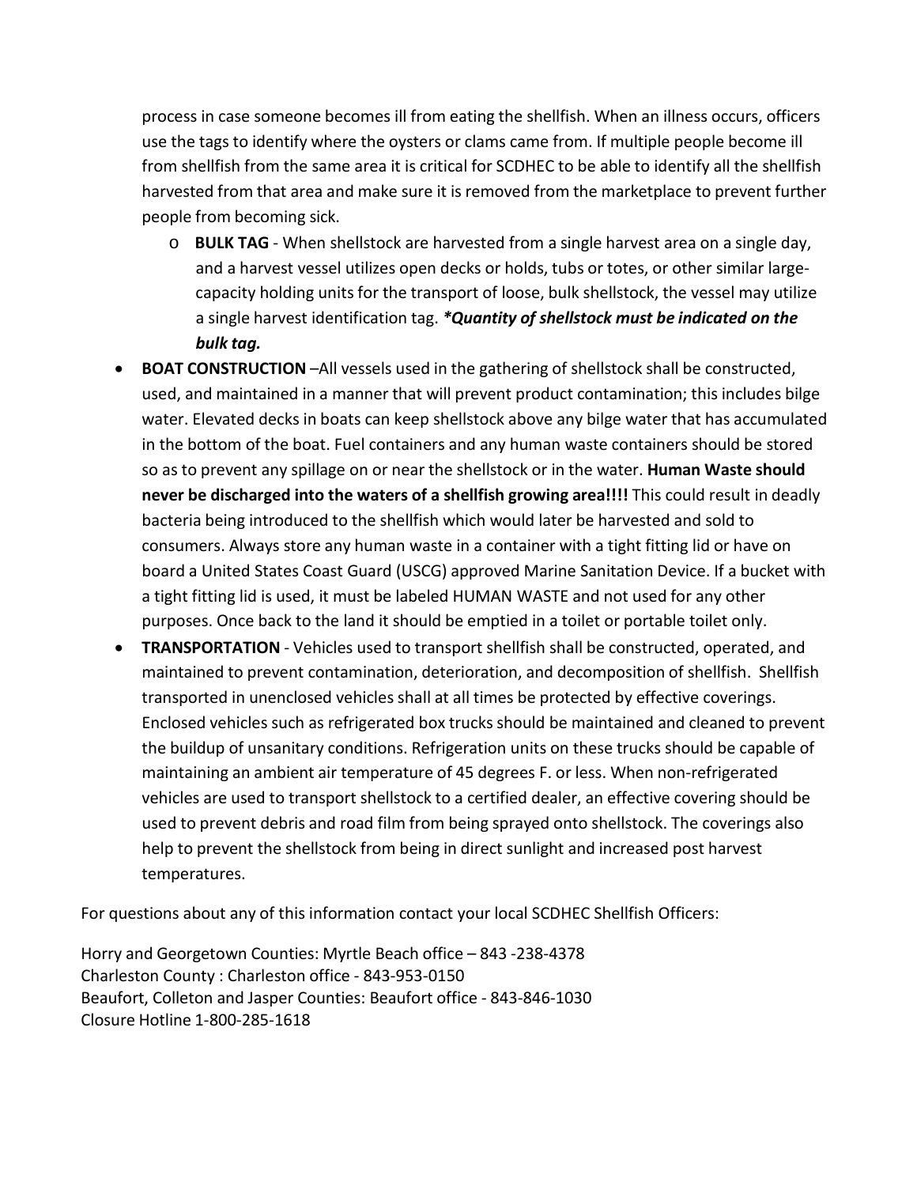process in case someone becomes ill from eating the shellfish. When an illness occurs, officers use the tags to identify where the oysters or clams came from. If multiple people become ill from shellfish from the same area it is critical for SCDHEC to be able to identify all the shellfish harvested from that area and make sure it is removed from the marketplace to prevent further people from becoming sick.

  - **BULK TAG** - When shellstock are harvested from a single harvest area on a single day, and a harvest vessel utilizes open decks or holds, tubs or totes, or other similar large-capacity holding units for the transport of loose, bulk shellstock, the vessel may utilize a single harvest identification tag. ***Quantity of shellstock must be indicated on the bulk tag.***

- **BOAT CONSTRUCTION** –All vessels used in the gathering of shellstock shall be constructed, used, and maintained in a manner that will prevent product contamination; this includes bilge water. Elevated decks in boats can keep shellstock above any bilge water that has accumulated in the bottom of the boat. Fuel containers and any human waste containers should be stored so as to prevent any spillage on or near the shellstock or in the water. **Human Waste should never be discharged into the waters of a shellfish growing area!!!!** This could result in deadly bacteria being introduced to the shellfish which would later be harvested and sold to consumers. Always store any human waste in a container with a tight fitting lid or have on board a United States Coast Guard (USCG) approved Marine Sanitation Device. If a bucket with a tight fitting lid is used, it must be labeled HUMAN WASTE and not used for any other purposes. Once back to the land it should be emptied in a toilet or portable toilet only.
- **TRANSPORTATION** - Vehicles used to transport shellfish shall be constructed, operated, and maintained to prevent contamination, deterioration, and decomposition of shellfish. Shellfish transported in unenclosed vehicles shall at all times be protected by effective coverings. Enclosed vehicles such as refrigerated box trucks should be maintained and cleaned to prevent the buildup of unsanitary conditions. Refrigeration units on these trucks should be capable of maintaining an ambient air temperature of 45 degrees F. or less. When non-refrigerated vehicles are used to transport shellstock to a certified dealer, an effective covering should be used to prevent debris and road film from being sprayed onto shellstock. The coverings also help to prevent the shellstock from being in direct sunlight and increased post harvest temperatures.

For questions about any of this information contact your local SCDHEC Shellfish Officers:

Horry and Georgetown Counties: Myrtle Beach office – 843 -238-4378
Charleston County : Charleston office - 843-953-0150
Beaufort, Colleton and Jasper Counties: Beaufort office - 843-846-1030
Closure Hotline 1-800-285-1618